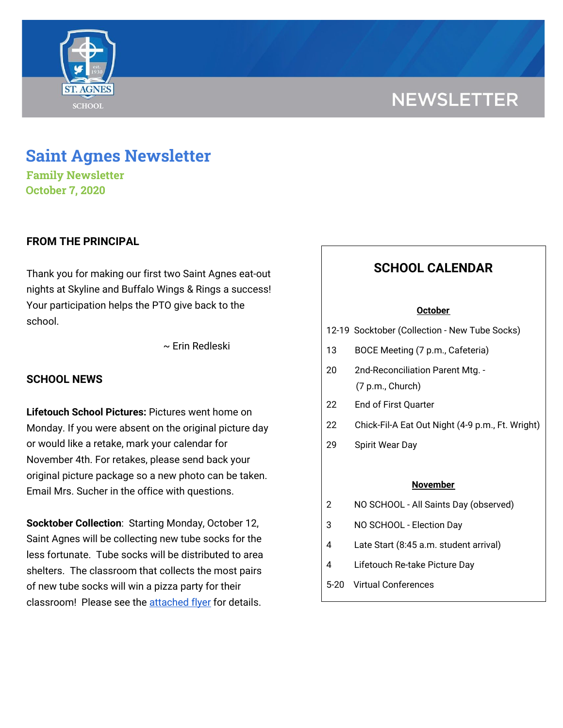NEWSLETTER

# Saint Agnes Newsletter

**Family Newsletter**
**October 7, 2020**

## FROM THE PRINCIPAL

Thank you for making our first two Saint Agnes eat-out nights at Skyline and Buffalo Wings & Rings a success! Your participation helps the PTO give back to the school.

~ Erin Redleski

## SCHOOL NEWS

**Lifetouch School Pictures:** Pictures went home on Monday. If you were absent on the original picture day or would like a retake, mark your calendar for November 4th. For retakes, please send back your original picture package so a new photo can be taken. Email Mrs. Sucher in the office with questions.

**Socktober Collection**: Starting Monday, October 12, Saint Agnes will be collecting new tube socks for the less fortunate. Tube socks will be distributed to area shelters. The classroom that collects the most pairs of new tube socks will win a pizza party for their classroom! Please see the [attached flyer] for details.

## SCHOOL CALENDAR

**October**

- 12-19 Socktober (Collection - New Tube Socks)
- 13 BOCE Meeting (7 p.m., Cafeteria)
- 20 2nd-Reconciliation Parent Mtg. - (7 p.m., Church)
- 22 End of First Quarter
- 22 Chick-Fil-A Eat Out Night (4-9 p.m., Ft. Wright)
- 29 Spirit Wear Day

**November**

- 2 NO SCHOOL - All Saints Day (observed)
- 3 NO SCHOOL - Election Day
- 4 Late Start (8:45 a.m. student arrival)
- 4 Lifetouch Re-take Picture Day
- 5-20 Virtual Conferences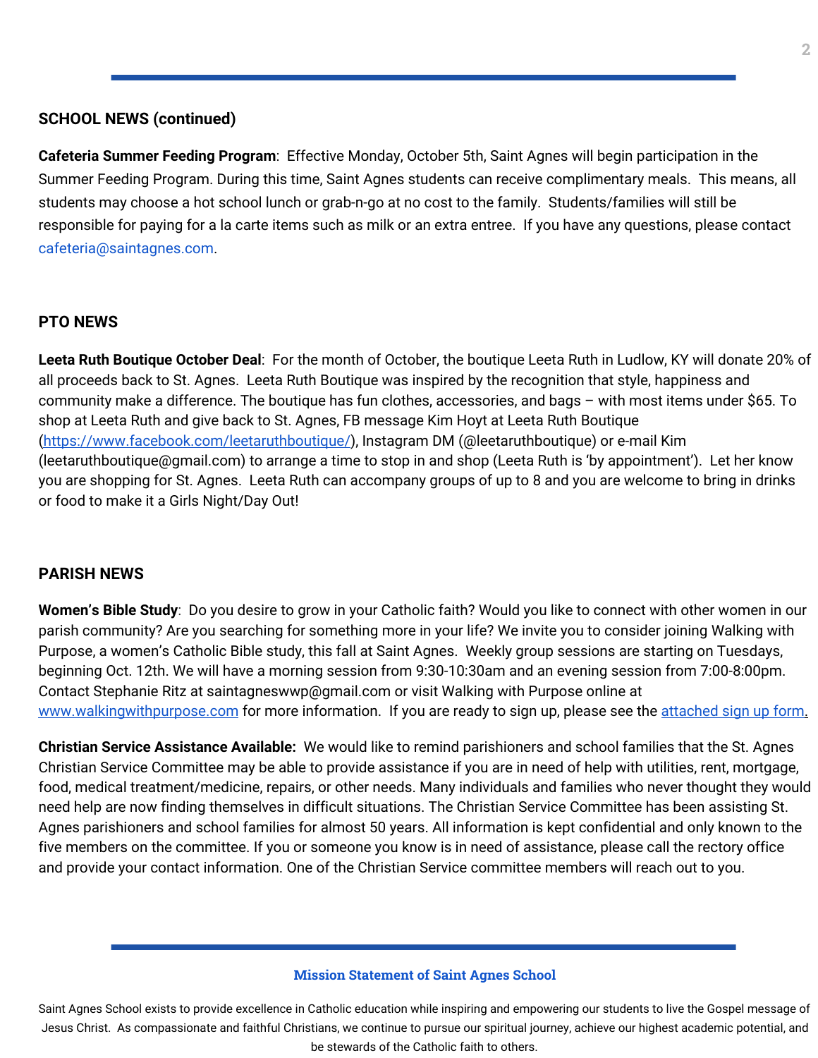## SCHOOL NEWS (continued)

**Cafeteria Summer Feeding Program**: Effective Monday, October 5th, Saint Agnes will begin participation in the Summer Feeding Program. During this time, Saint Agnes students can receive complimentary meals. This means, all students may choose a hot school lunch or grab-n-go at no cost to the family. Students/families will still be responsible for paying for a la carte items such as milk or an extra entree. If you have any questions, please contact cafeteria@saintagnes.com.

## PTO NEWS

**Leeta Ruth Boutique October Deal**: For the month of October, the boutique Leeta Ruth in Ludlow, KY will donate 20% of all proceeds back to St. Agnes. Leeta Ruth Boutique was inspired by the recognition that style, happiness and community make a difference. The boutique has fun clothes, accessories, and bags – with most items under $65. To shop at Leeta Ruth and give back to St. Agnes, FB message Kim Hoyt at Leeta Ruth Boutique (https://www.facebook.com/leetaruthboutique/), Instagram DM (@leetaruthboutique) or e-mail Kim (leetaruthboutique@gmail.com) to arrange a time to stop in and shop (Leeta Ruth is 'by appointment'). Let her know you are shopping for St. Agnes. Leeta Ruth can accompany groups of up to 8 and you are welcome to bring in drinks or food to make it a Girls Night/Day Out!

## PARISH NEWS

**Women's Bible Study**: Do you desire to grow in your Catholic faith? Would you like to connect with other women in our parish community? Are you searching for something more in your life? We invite you to consider joining Walking with Purpose, a women's Catholic Bible study, this fall at Saint Agnes. Weekly group sessions are starting on Tuesdays, beginning Oct. 12th. We will have a morning session from 9:30-10:30am and an evening session from 7:00-8:00pm. Contact Stephanie Ritz at saintagneswwp@gmail.com or visit Walking with Purpose online at www.walkingwithpurpose.com for more information. If you are ready to sign up, please see the attached sign up form.

**Christian Service Assistance Available:** We would like to remind parishioners and school families that the St. Agnes Christian Service Committee may be able to provide assistance if you are in need of help with utilities, rent, mortgage, food, medical treatment/medicine, repairs, or other needs. Many individuals and families who never thought they would need help are now finding themselves in difficult situations. The Christian Service Committee has been assisting St. Agnes parishioners and school families for almost 50 years. All information is kept confidential and only known to the five members on the committee. If you or someone you know is in need of assistance, please call the rectory office and provide your contact information. One of the Christian Service committee members will reach out to you.

**Mission Statement of Saint Agnes School**

Saint Agnes School exists to provide excellence in Catholic education while inspiring and empowering our students to live the Gospel message of Jesus Christ. As compassionate and faithful Christians, we continue to pursue our spiritual journey, achieve our highest academic potential, and be stewards of the Catholic faith to others.